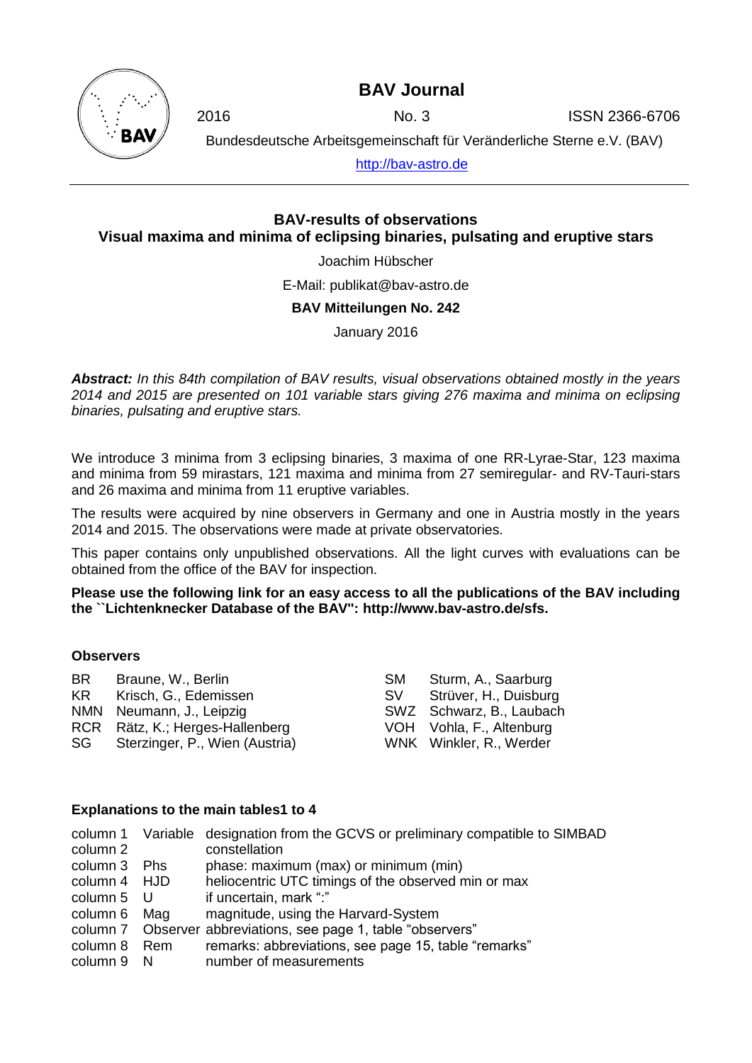# BAV Journal

2016 No. 3 ISSN 2366-6706

Bundesdeutsche Arbeitsgemeinschaft für Veränderliche Sterne e.V. (BAV)

http://bav-astro.de

## BAV-results of observations
## Visual maxima and minima of eclipsing binaries, pulsating and eruptive stars

Joachim Hübscher

E-Mail: publikat@bav-astro.de

**BAV Mitteilungen No. 242**

January 2016

***Abstract:*** *In this 84th compilation of BAV results, visual observations obtained mostly in the years 2014 and 2015 are presented on 101 variable stars giving 276 maxima and minima on eclipsing binaries, pulsating and eruptive stars.*

We introduce 3 minima from 3 eclipsing binaries, 3 maxima of one RR-Lyrae-Star, 123 maxima and minima from 59 mirastars, 121 maxima and minima from 27 semiregular- and RV-Tauri-stars and 26 maxima and minima from 11 eruptive variables.

The results were acquired by nine observers in Germany and one in Austria mostly in the years 2014 and 2015. The observations were made at private observatories.

This paper contains only unpublished observations. All the light curves with evaluations can be obtained from the office of the BAV for inspection.

**Please use the following link for an easy access to all the publications of the BAV including the ``Lichtenknecker Database of the BAV'': http://www.bav-astro.de/sfs.**

### Observers

| | | | |
|---|---|---|---|
| BR | Braune, W., Berlin | SM | Sturm, A., Saarburg |
| KR | Krisch, G., Edemissen | SV | Strüver, H., Duisburg |
| NMN | Neumann, J., Leipzig | SWZ | Schwarz, B., Laubach |
| RCR | Rätz, K.; Herges-Hallenberg | VOH | Vohla, F., Altenburg |
| SG | Sterzinger, P., Wien (Austria) | WNK | Winkler, R., Werder |

### Explanations to the main tables1 to 4

| | | |
|---|---|---|
| column 1 | Variable | designation from the GCVS or preliminary compatible to SIMBAD |
| column 2 | | constellation |
| column 3 | Phs | phase: maximum (max) or minimum (min) |
| column 4 | HJD | heliocentric UTC timings of the observed min or max |
| column 5 | U | if uncertain, mark ":" |
| column 6 | Mag | magnitude, using the Harvard-System |
| column 7 | Observer | abbreviations, see page 1, table "observers" |
| column 8 | Rem | remarks: abbreviations, see page 15, table "remarks" |
| column 9 | N | number of measurements |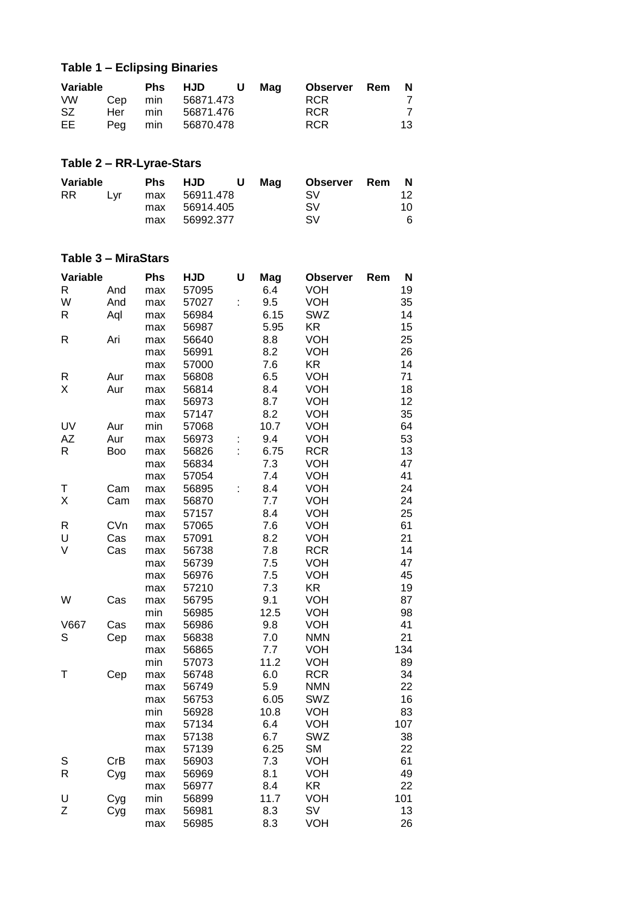### Table 1 – Eclipsing Binaries

| Variable | | Phs | HJD | U | Mag | Observer | Rem | N |
|---|---|---|---|---|---|---|---|---|
| VW | Cep | min | 56871.473 | | | RCR | | 7 |
| SZ | Her | min | 56871.476 | | | RCR | | 7 |
| EE | Peg | min | 56870.478 | | | RCR | | 13 |

### Table 2 – RR-Lyrae-Stars

| Variable | | Phs | HJD | U | Mag | Observer | Rem | N |
|---|---|---|---|---|---|---|---|---|
| RR | Lyr | max | 56911.478 | | | SV | | 12 |
| | | max | 56914.405 | | | SV | | 10 |
| | | max | 56992.377 | | | SV | | 6 |

### Table 3 – MiraStars

| Variable | | Phs | HJD | U | Mag | Observer | Rem | N |
|---|---|---|---|---|---|---|---|---|
| R | And | max | 57095 | | 6.4 | VOH | | 19 |
| W | And | max | 57027 | : | 9.5 | VOH | | 35 |
| R | Aql | max | 56984 | | 6.15 | SWZ | | 14 |
| | | max | 56987 | | 5.95 | KR | | 15 |
| R | Ari | max | 56640 | | 8.8 | VOH | | 25 |
| | | max | 56991 | | 8.2 | VOH | | 26 |
| | | max | 57000 | | 7.6 | KR | | 14 |
| R | Aur | max | 56808 | | 6.5 | VOH | | 71 |
| X | Aur | max | 56814 | | 8.4 | VOH | | 18 |
| | | max | 56973 | | 8.7 | VOH | | 12 |
| | | max | 57147 | | 8.2 | VOH | | 35 |
| UV | Aur | min | 57068 | | 10.7 | VOH | | 64 |
| AZ | Aur | max | 56973 | : | 9.4 | VOH | | 53 |
| R | Boo | max | 56826 | : | 6.75 | RCR | | 13 |
| | | max | 56834 | | 7.3 | VOH | | 47 |
| | | max | 57054 | | 7.4 | VOH | | 41 |
| T | Cam | max | 56895 | : | 8.4 | VOH | | 24 |
| X | Cam | max | 56870 | | 7.7 | VOH | | 24 |
| | | max | 57157 | | 8.4 | VOH | | 25 |
| R | CVn | max | 57065 | | 7.6 | VOH | | 61 |
| U | Cas | max | 57091 | | 8.2 | VOH | | 21 |
| V | Cas | max | 56738 | | 7.8 | RCR | | 14 |
| | | max | 56739 | | 7.5 | VOH | | 47 |
| | | max | 56976 | | 7.5 | VOH | | 45 |
| | | max | 57210 | | 7.3 | KR | | 19 |
| W | Cas | max | 56795 | | 9.1 | VOH | | 87 |
| | | min | 56985 | | 12.5 | VOH | | 98 |
| V667 | Cas | max | 56986 | | 9.8 | VOH | | 41 |
| S | Cep | max | 56838 | | 7.0 | NMN | | 21 |
| | | max | 56865 | | 7.7 | VOH | | 134 |
| | | min | 57073 | | 11.2 | VOH | | 89 |
| T | Cep | max | 56748 | | 6.0 | RCR | | 34 |
| | | max | 56749 | | 5.9 | NMN | | 22 |
| | | max | 56753 | | 6.05 | SWZ | | 16 |
| | | min | 56928 | | 10.8 | VOH | | 83 |
| | | max | 57134 | | 6.4 | VOH | | 107 |
| | | max | 57138 | | 6.7 | SWZ | | 38 |
| | | max | 57139 | | 6.25 | SM | | 22 |
| S | CrB | max | 56903 | | 7.3 | VOH | | 61 |
| R | Cyg | max | 56969 | | 8.1 | VOH | | 49 |
| | | max | 56977 | | 8.4 | KR | | 22 |
| U | Cyg | min | 56899 | | 11.7 | VOH | | 101 |
| Z | Cyg | max | 56981 | | 8.3 | SV | | 13 |
| | | max | 56985 | | 8.3 | VOH | | 26 |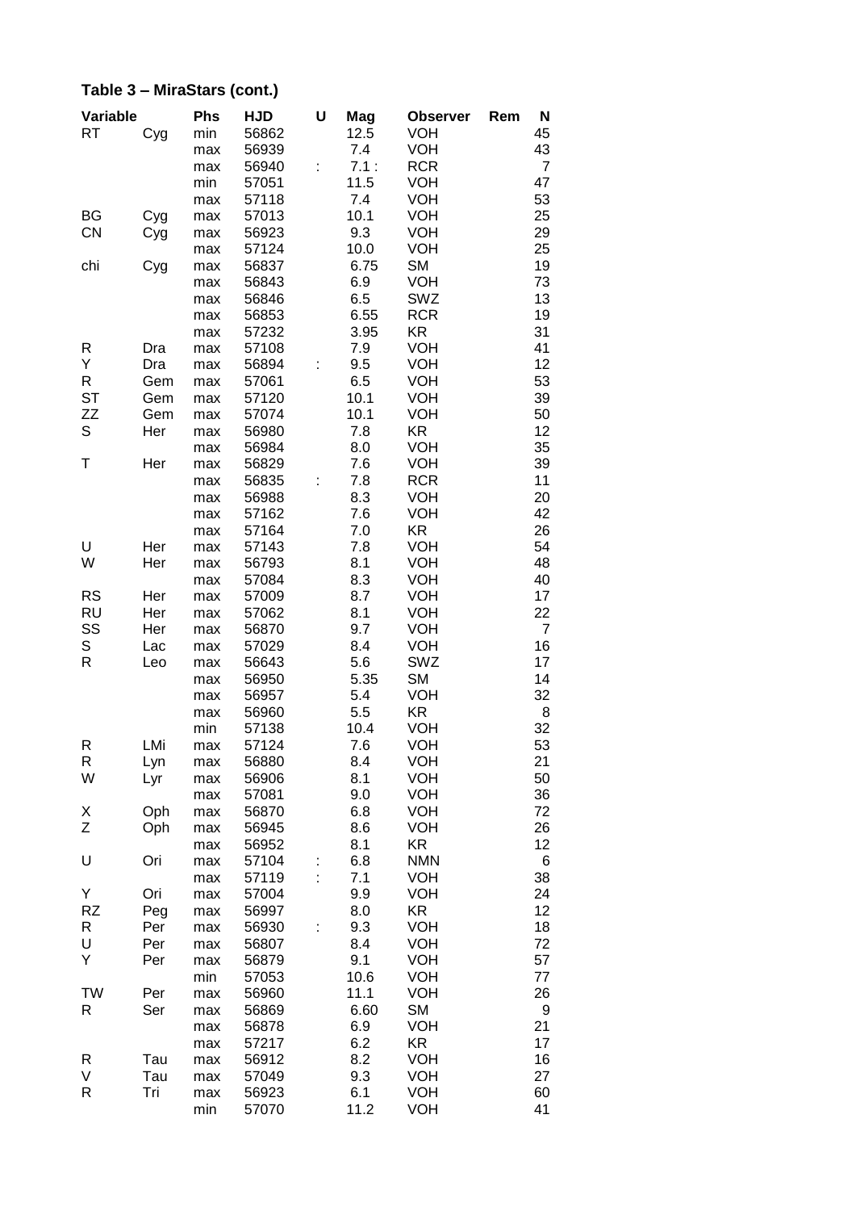## Table 3 – MiraStars (cont.)

| Variable | | Phs | HJD | U | Mag | Observer | Rem | N |
|---|---|---|---|---|---|---|---|---|
| RT | Cyg | min | 56862 | | 12.5 | VOH | | 45 |
| | | max | 56939 | | 7.4 | VOH | | 43 |
| | | max | 56940 | : | 7.1 : | RCR | | 7 |
| | | min | 57051 | | 11.5 | VOH | | 47 |
| | | max | 57118 | | 7.4 | VOH | | 53 |
| BG | Cyg | max | 57013 | | 10.1 | VOH | | 25 |
| CN | Cyg | max | 56923 | | 9.3 | VOH | | 29 |
| | | max | 57124 | | 10.0 | VOH | | 25 |
| chi | Cyg | max | 56837 | | 6.75 | SM | | 19 |
| | | max | 56843 | | 6.9 | VOH | | 73 |
| | | max | 56846 | | 6.5 | SWZ | | 13 |
| | | max | 56853 | | 6.55 | RCR | | 19 |
| | | max | 57232 | | 3.95 | KR | | 31 |
| R | Dra | max | 57108 | | 7.9 | VOH | | 41 |
| Y | Dra | max | 56894 | : | 9.5 | VOH | | 12 |
| R | Gem | max | 57061 | | 6.5 | VOH | | 53 |
| ST | Gem | max | 57120 | | 10.1 | VOH | | 39 |
| ZZ | Gem | max | 57074 | | 10.1 | VOH | | 50 |
| S | Her | max | 56980 | | 7.8 | KR | | 12 |
| | | max | 56984 | | 8.0 | VOH | | 35 |
| T | Her | max | 56829 | | 7.6 | VOH | | 39 |
| | | max | 56835 | : | 7.8 | RCR | | 11 |
| | | max | 56988 | | 8.3 | VOH | | 20 |
| | | max | 57162 | | 7.6 | VOH | | 42 |
| | | max | 57164 | | 7.0 | KR | | 26 |
| U | Her | max | 57143 | | 7.8 | VOH | | 54 |
| W | Her | max | 56793 | | 8.1 | VOH | | 48 |
| | | max | 57084 | | 8.3 | VOH | | 40 |
| RS | Her | max | 57009 | | 8.7 | VOH | | 17 |
| RU | Her | max | 57062 | | 8.1 | VOH | | 22 |
| SS | Her | max | 56870 | | 9.7 | VOH | | 7 |
| S | Lac | max | 57029 | | 8.4 | VOH | | 16 |
| R | Leo | max | 56643 | | 5.6 | SWZ | | 17 |
| | | max | 56950 | | 5.35 | SM | | 14 |
| | | max | 56957 | | 5.4 | VOH | | 32 |
| | | max | 56960 | | 5.5 | KR | | 8 |
| | | min | 57138 | | 10.4 | VOH | | 32 |
| R | LMi | max | 57124 | | 7.6 | VOH | | 53 |
| R | Lyn | max | 56880 | | 8.4 | VOH | | 21 |
| W | Lyr | max | 56906 | | 8.1 | VOH | | 50 |
| | | max | 57081 | | 9.0 | VOH | | 36 |
| X | Oph | max | 56870 | | 6.8 | VOH | | 72 |
| Z | Oph | max | 56945 | | 8.6 | VOH | | 26 |
| | | max | 56952 | | 8.1 | KR | | 12 |
| U | Ori | max | 57104 | : | 6.8 | NMN | | 6 |
| | | max | 57119 | : | 7.1 | VOH | | 38 |
| Y | Ori | max | 57004 | | 9.9 | VOH | | 24 |
| RZ | Peg | max | 56997 | | 8.0 | KR | | 12 |
| R | Per | max | 56930 | : | 9.3 | VOH | | 18 |
| U | Per | max | 56807 | | 8.4 | VOH | | 72 |
| Y | Per | max | 56879 | | 9.1 | VOH | | 57 |
| | | min | 57053 | | 10.6 | VOH | | 77 |
| TW | Per | max | 56960 | | 11.1 | VOH | | 26 |
| R | Ser | max | 56869 | | 6.60 | SM | | 9 |
| | | max | 56878 | | 6.9 | VOH | | 21 |
| | | max | 57217 | | 6.2 | KR | | 17 |
| R | Tau | max | 56912 | | 8.2 | VOH | | 16 |
| V | Tau | max | 57049 | | 9.3 | VOH | | 27 |
| R | Tri | max | 56923 | | 6.1 | VOH | | 60 |
| | | min | 57070 | | 11.2 | VOH | | 41 |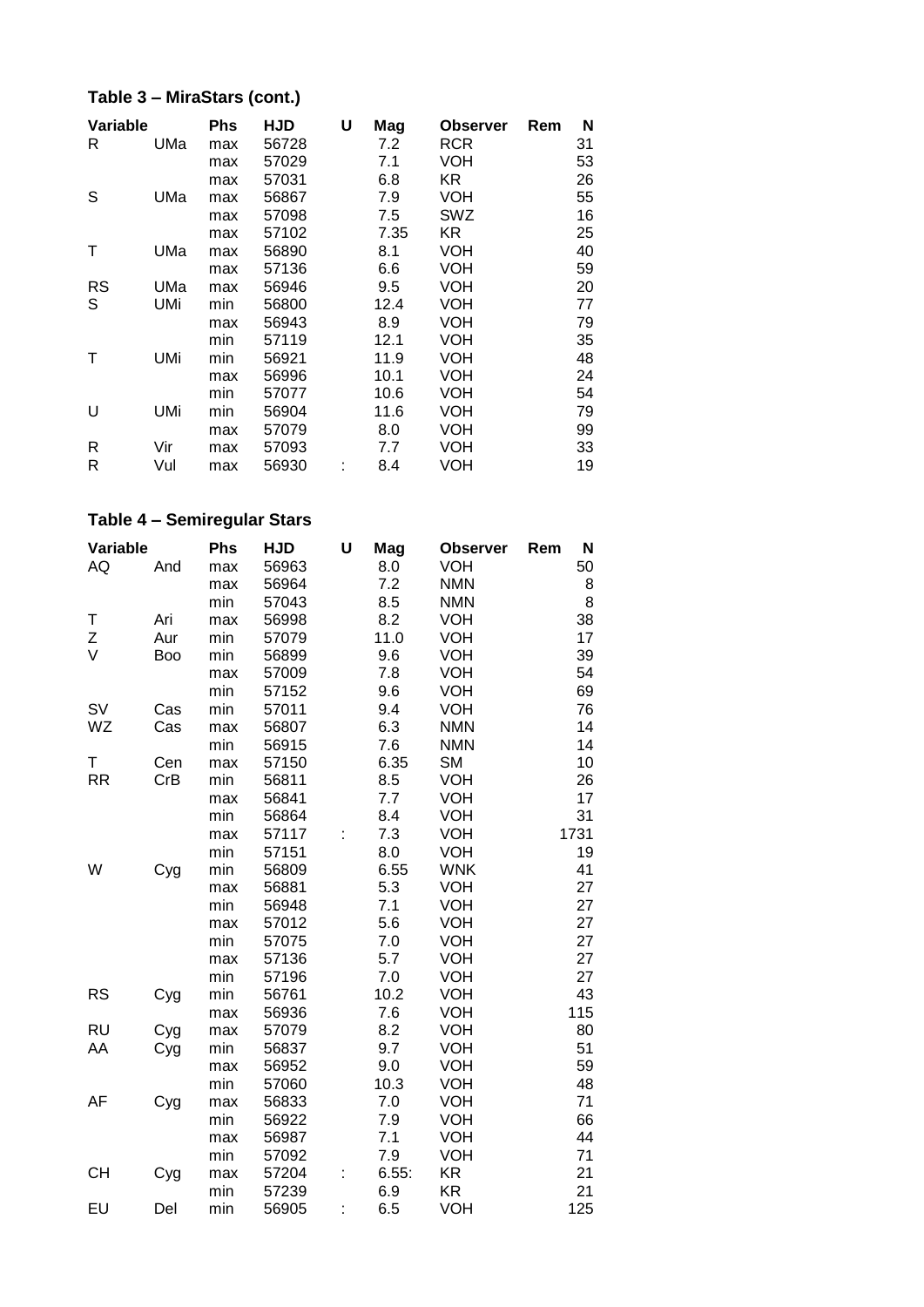### Table 3 – MiraStars (cont.)

| Variable | | Phs | HJD | U | Mag | Observer | Rem | N |
|---|---|---|---|---|---|---|---|---|
| R | UMa | max | 56728 | | 7.2 | RCR | | 31 |
| | | max | 57029 | | 7.1 | VOH | | 53 |
| | | max | 57031 | | 6.8 | KR | | 26 |
| S | UMa | max | 56867 | | 7.9 | VOH | | 55 |
| | | max | 57098 | | 7.5 | SWZ | | 16 |
| | | max | 57102 | | 7.35 | KR | | 25 |
| T | UMa | max | 56890 | | 8.1 | VOH | | 40 |
| | | max | 57136 | | 6.6 | VOH | | 59 |
| RS | UMa | max | 56946 | | 9.5 | VOH | | 20 |
| S | UMi | min | 56800 | | 12.4 | VOH | | 77 |
| | | max | 56943 | | 8.9 | VOH | | 79 |
| | | min | 57119 | | 12.1 | VOH | | 35 |
| T | UMi | min | 56921 | | 11.9 | VOH | | 48 |
| | | max | 56996 | | 10.1 | VOH | | 24 |
| | | min | 57077 | | 10.6 | VOH | | 54 |
| U | UMi | min | 56904 | | 11.6 | VOH | | 79 |
| | | max | 57079 | | 8.0 | VOH | | 99 |
| R | Vir | max | 57093 | | 7.7 | VOH | | 33 |
| R | Vul | max | 56930 | : | 8.4 | VOH | | 19 |

### Table 4 – Semiregular Stars

| Variable | | Phs | HJD | U | Mag | Observer | Rem | N |
|---|---|---|---|---|---|---|---|---|
| AQ | And | max | 56963 | | 8.0 | VOH | | 50 |
| | | max | 56964 | | 7.2 | NMN | | 8 |
| | | min | 57043 | | 8.5 | NMN | | 8 |
| T | Ari | max | 56998 | | 8.2 | VOH | | 38 |
| Z | Aur | min | 57079 | | 11.0 | VOH | | 17 |
| V | Boo | min | 56899 | | 9.6 | VOH | | 39 |
| | | max | 57009 | | 7.8 | VOH | | 54 |
| | | min | 57152 | | 9.6 | VOH | | 69 |
| SV | Cas | min | 57011 | | 9.4 | VOH | | 76 |
| WZ | Cas | max | 56807 | | 6.3 | NMN | | 14 |
| | | min | 56915 | | 7.6 | NMN | | 14 |
| T | Cen | max | 57150 | | 6.35 | SM | | 10 |
| RR | CrB | min | 56811 | | 8.5 | VOH | | 26 |
| | | max | 56841 | | 7.7 | VOH | | 17 |
| | | min | 56864 | | 8.4 | VOH | | 31 |
| | | max | 57117 | : | 7.3 | VOH | | 1731 |
| | | min | 57151 | | 8.0 | VOH | | 19 |
| W | Cyg | min | 56809 | | 6.55 | WNK | | 41 |
| | | max | 56881 | | 5.3 | VOH | | 27 |
| | | min | 56948 | | 7.1 | VOH | | 27 |
| | | max | 57012 | | 5.6 | VOH | | 27 |
| | | min | 57075 | | 7.0 | VOH | | 27 |
| | | max | 57136 | | 5.7 | VOH | | 27 |
| | | min | 57196 | | 7.0 | VOH | | 27 |
| RS | Cyg | min | 56761 | | 10.2 | VOH | | 43 |
| | | max | 56936 | | 7.6 | VOH | | 115 |
| RU | Cyg | max | 57079 | | 8.2 | VOH | | 80 |
| AA | Cyg | min | 56837 | | 9.7 | VOH | | 51 |
| | | max | 56952 | | 9.0 | VOH | | 59 |
| | | min | 57060 | | 10.3 | VOH | | 48 |
| AF | Cyg | max | 56833 | | 7.0 | VOH | | 71 |
| | | min | 56922 | | 7.9 | VOH | | 66 |
| | | max | 56987 | | 7.1 | VOH | | 44 |
| | | min | 57092 | | 7.9 | VOH | | 71 |
| CH | Cyg | max | 57204 | : | 6.55: | KR | | 21 |
| | | min | 57239 | | 6.9 | KR | | 21 |
| EU | Del | min | 56905 | : | 6.5 | VOH | | 125 |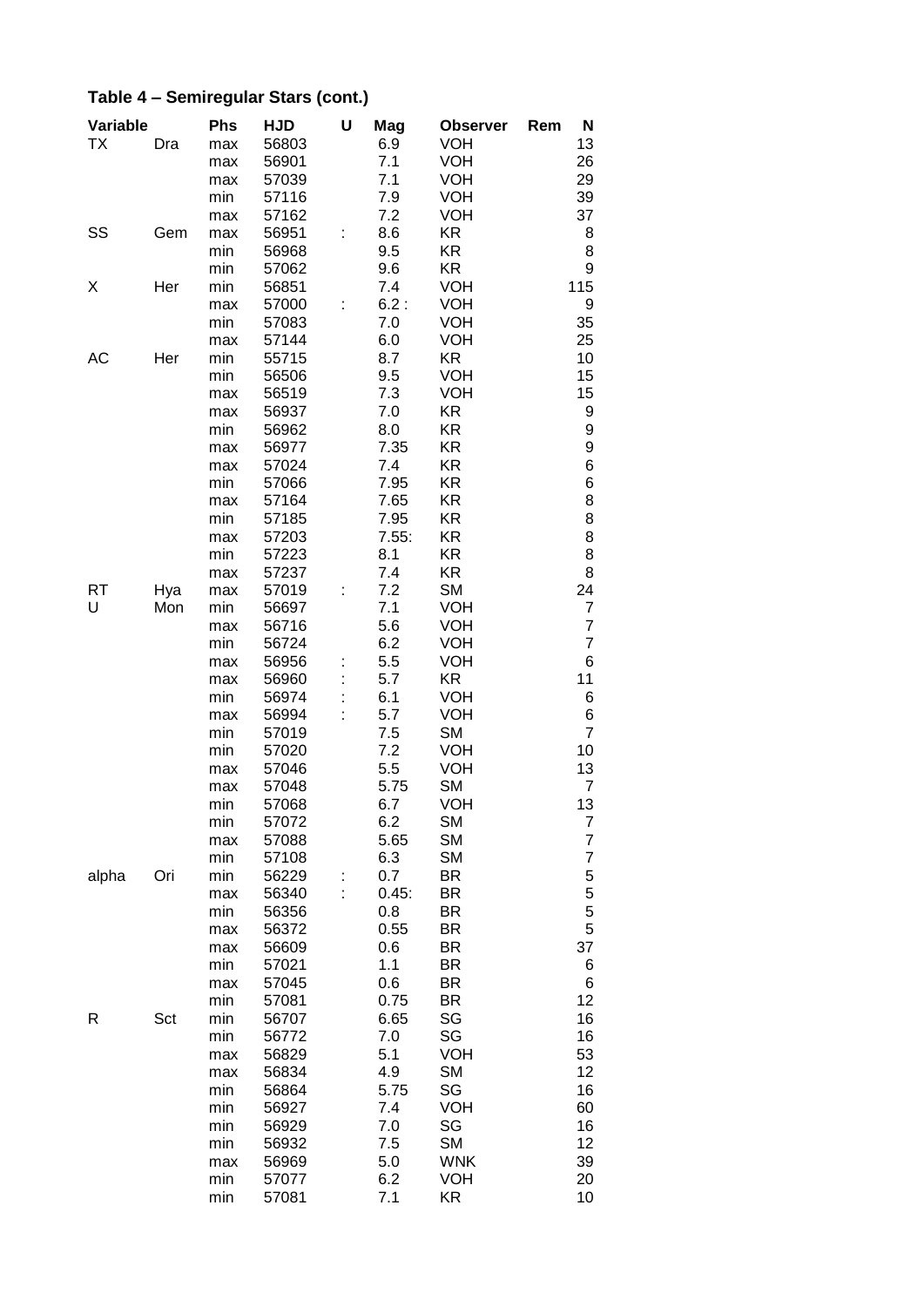### Table 4 – Semiregular Stars (cont.)

| Variable | | Phs | HJD | U | Mag | Observer | Rem | N |
|---|---|---|---|---|---|---|---|---|
| TX | Dra | max | 56803 | | 6.9 | VOH | | 13 |
| | | max | 56901 | | 7.1 | VOH | | 26 |
| | | max | 57039 | | 7.1 | VOH | | 29 |
| | | min | 57116 | | 7.9 | VOH | | 39 |
| | | max | 57162 | | 7.2 | VOH | | 37 |
| SS | Gem | max | 56951 | : | 8.6 | KR | | 8 |
| | | min | 56968 | | 9.5 | KR | | 8 |
| | | min | 57062 | | 9.6 | KR | | 9 |
| X | Her | min | 56851 | | 7.4 | VOH | | 115 |
| | | max | 57000 | : | 6.2 : | VOH | | 9 |
| | | min | 57083 | | 7.0 | VOH | | 35 |
| | | max | 57144 | | 6.0 | VOH | | 25 |
| AC | Her | min | 55715 | | 8.7 | KR | | 10 |
| | | min | 56506 | | 9.5 | VOH | | 15 |
| | | max | 56519 | | 7.3 | VOH | | 15 |
| | | max | 56937 | | 7.0 | KR | | 9 |
| | | min | 56962 | | 8.0 | KR | | 9 |
| | | max | 56977 | | 7.35 | KR | | 9 |
| | | max | 57024 | | 7.4 | KR | | 6 |
| | | min | 57066 | | 7.95 | KR | | 6 |
| | | max | 57164 | | 7.65 | KR | | 8 |
| | | min | 57185 | | 7.95 | KR | | 8 |
| | | max | 57203 | | 7.55: | KR | | 8 |
| | | min | 57223 | | 8.1 | KR | | 8 |
| | | max | 57237 | | 7.4 | KR | | 8 |
| RT | Hya | max | 57019 | : | 7.2 | SM | | 24 |
| U | Mon | min | 56697 | | 7.1 | VOH | | 7 |
| | | max | 56716 | | 5.6 | VOH | | 7 |
| | | min | 56724 | | 6.2 | VOH | | 7 |
| | | max | 56956 | : | 5.5 | VOH | | 6 |
| | | max | 56960 | : | 5.7 | KR | | 11 |
| | | min | 56974 | : | 6.1 | VOH | | 6 |
| | | max | 56994 | : | 5.7 | VOH | | 6 |
| | | min | 57019 | | 7.5 | SM | | 7 |
| | | min | 57020 | | 7.2 | VOH | | 10 |
| | | max | 57046 | | 5.5 | VOH | | 13 |
| | | max | 57048 | | 5.75 | SM | | 7 |
| | | min | 57068 | | 6.7 | VOH | | 13 |
| | | min | 57072 | | 6.2 | SM | | 7 |
| | | max | 57088 | | 5.65 | SM | | 7 |
| | | min | 57108 | | 6.3 | SM | | 7 |
| alpha | Ori | min | 56229 | : | 0.7 | BR | | 5 |
| | | max | 56340 | : | 0.45: | BR | | 5 |
| | | min | 56356 | | 0.8 | BR | | 5 |
| | | max | 56372 | | 0.55 | BR | | 5 |
| | | max | 56609 | | 0.6 | BR | | 37 |
| | | min | 57021 | | 1.1 | BR | | 6 |
| | | max | 57045 | | 0.6 | BR | | 6 |
| | | min | 57081 | | 0.75 | BR | | 12 |
| R | Sct | min | 56707 | | 6.65 | SG | | 16 |
| | | min | 56772 | | 7.0 | SG | | 16 |
| | | max | 56829 | | 5.1 | VOH | | 53 |
| | | max | 56834 | | 4.9 | SM | | 12 |
| | | min | 56864 | | 5.75 | SG | | 16 |
| | | min | 56927 | | 7.4 | VOH | | 60 |
| | | min | 56929 | | 7.0 | SG | | 16 |
| | | min | 56932 | | 7.5 | SM | | 12 |
| | | max | 56969 | | 5.0 | WNK | | 39 |
| | | min | 57077 | | 6.2 | VOH | | 20 |
| | | min | 57081 | | 7.1 | KR | | 10 |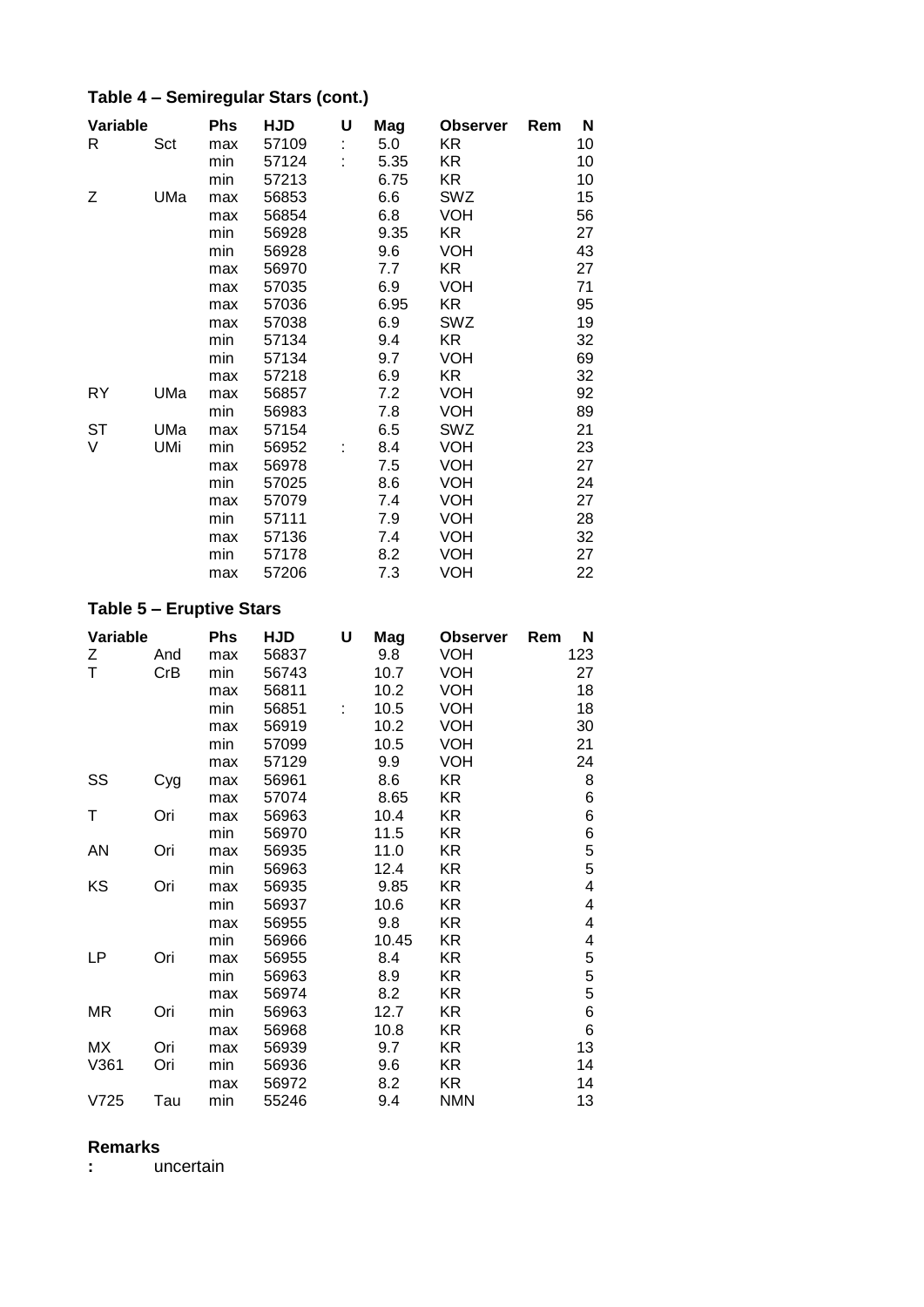### Table 4 – Semiregular Stars (cont.)

| Variable | | Phs | HJD | U | Mag | Observer | Rem | N |
|---|---|---|---|---|---|---|---|---|
| R | Sct | max | 57109 | : | 5.0 | KR | | 10 |
| | | min | 57124 | : | 5.35 | KR | | 10 |
| | | min | 57213 | | 6.75 | KR | | 10 |
| Z | UMa | max | 56853 | | 6.6 | SWZ | | 15 |
| | | max | 56854 | | 6.8 | VOH | | 56 |
| | | min | 56928 | | 9.35 | KR | | 27 |
| | | min | 56928 | | 9.6 | VOH | | 43 |
| | | max | 56970 | | 7.7 | KR | | 27 |
| | | max | 57035 | | 6.9 | VOH | | 71 |
| | | max | 57036 | | 6.95 | KR | | 95 |
| | | max | 57038 | | 6.9 | SWZ | | 19 |
| | | min | 57134 | | 9.4 | KR | | 32 |
| | | min | 57134 | | 9.7 | VOH | | 69 |
| | | max | 57218 | | 6.9 | KR | | 32 |
| RY | UMa | max | 56857 | | 7.2 | VOH | | 92 |
| | | min | 56983 | | 7.8 | VOH | | 89 |
| ST | UMa | max | 57154 | | 6.5 | SWZ | | 21 |
| V | UMi | min | 56952 | : | 8.4 | VOH | | 23 |
| | | max | 56978 | | 7.5 | VOH | | 27 |
| | | min | 57025 | | 8.6 | VOH | | 24 |
| | | max | 57079 | | 7.4 | VOH | | 27 |
| | | min | 57111 | | 7.9 | VOH | | 28 |
| | | max | 57136 | | 7.4 | VOH | | 32 |
| | | min | 57178 | | 8.2 | VOH | | 27 |
| | | max | 57206 | | 7.3 | VOH | | 22 |

### Table 5 – Eruptive Stars

| Variable | | Phs | HJD | U | Mag | Observer | Rem | N |
|---|---|---|---|---|---|---|---|---|
| Z | And | max | 56837 | | 9.8 | VOH | | 123 |
| T | CrB | min | 56743 | | 10.7 | VOH | | 27 |
| | | max | 56811 | | 10.2 | VOH | | 18 |
| | | min | 56851 | : | 10.5 | VOH | | 18 |
| | | max | 56919 | | 10.2 | VOH | | 30 |
| | | min | 57099 | | 10.5 | VOH | | 21 |
| | | max | 57129 | | 9.9 | VOH | | 24 |
| SS | Cyg | max | 56961 | | 8.6 | KR | | 8 |
| | | max | 57074 | | 8.65 | KR | | 6 |
| T | Ori | max | 56963 | | 10.4 | KR | | 6 |
| | | min | 56970 | | 11.5 | KR | | 6 |
| AN | Ori | max | 56935 | | 11.0 | KR | | 5 |
| | | min | 56963 | | 12.4 | KR | | 5 |
| KS | Ori | max | 56935 | | 9.85 | KR | | 4 |
| | | min | 56937 | | 10.6 | KR | | 4 |
| | | max | 56955 | | 9.8 | KR | | 4 |
| | | min | 56966 | | 10.45 | KR | | 4 |
| LP | Ori | max | 56955 | | 8.4 | KR | | 5 |
| | | min | 56963 | | 8.9 | KR | | 5 |
| | | max | 56974 | | 8.2 | KR | | 5 |
| MR | Ori | min | 56963 | | 12.7 | KR | | 6 |
| | | max | 56968 | | 10.8 | KR | | 6 |
| MX | Ori | max | 56939 | | 9.7 | KR | | 13 |
| V361 | Ori | min | 56936 | | 9.6 | KR | | 14 |
| | | max | 56972 | | 8.2 | KR | | 14 |
| V725 | Tau | min | 55246 | | 9.4 | NMN | | 13 |

**Remarks**

**:** uncertain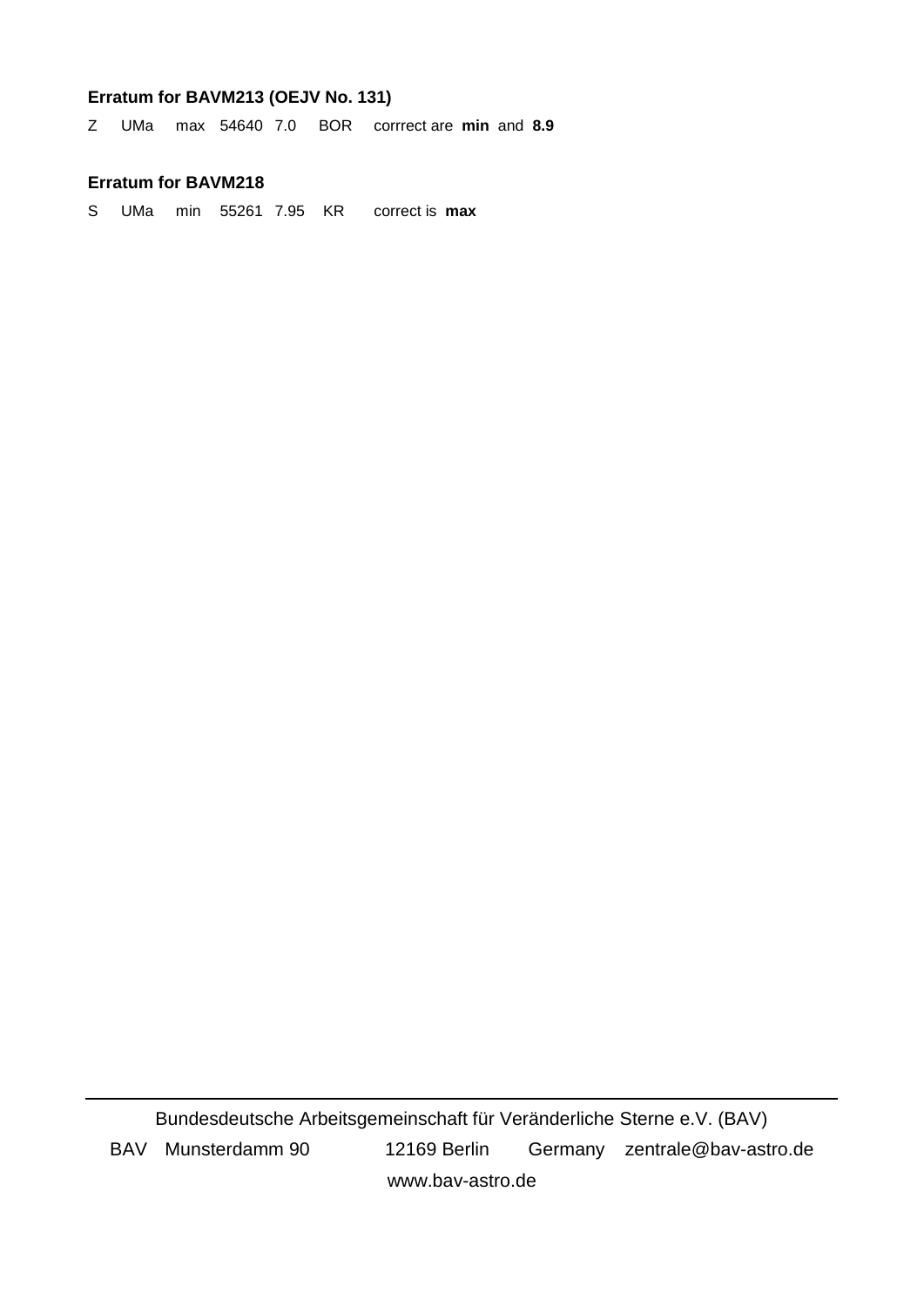**Erratum for BAVM213 (OEJV No. 131)**

Z UMa max 54640 7.0 BOR corrrect are **min** and **8.9**

**Erratum for BAVM218**

S UMa min 55261 7.95 KR correct is **max**

Bundesdeutsche Arbeitsgemeinschaft für Veränderliche Sterne e.V. (BAV)

BAV Munsterdamm 90 12169 Berlin Germany zentrale@bav-astro.de

www.bav-astro.de